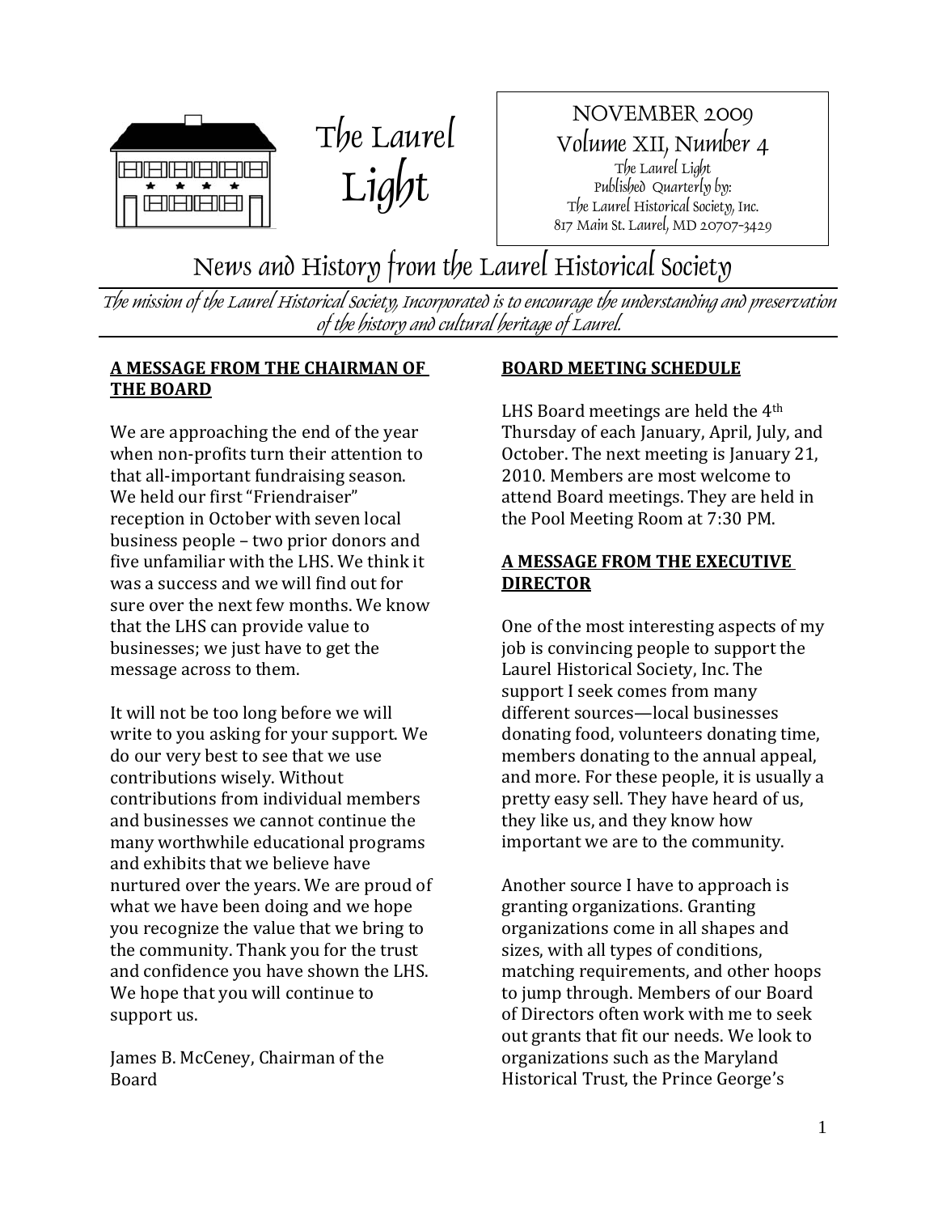# The Laurel Light

NOVEMBER 2009
Volume XII, Number 4
The Laurel Light
Published Quarterly by:
The Laurel Historical Society, Inc.
817 Main St. Laurel, MD 20707-3429

## News and History from the Laurel Historical Society

*The mission of the Laurel Historical Society, Incorporated is to encourage the understanding and preservation of the history and cultural heritage of Laurel.*

### A MESSAGE FROM THE CHAIRMAN OF THE BOARD

We are approaching the end of the year when non-profits turn their attention to that all-important fundraising season. We held our first "Friendraiser" reception in October with seven local business people – two prior donors and five unfamiliar with the LHS. We think it was a success and we will find out for sure over the next few months. We know that the LHS can provide value to businesses; we just have to get the message across to them.

It will not be too long before we will write to you asking for your support. We do our very best to see that we use contributions wisely. Without contributions from individual members and businesses we cannot continue the many worthwhile educational programs and exhibits that we believe have nurtured over the years. We are proud of what we have been doing and we hope you recognize the value that we bring to the community. Thank you for the trust and confidence you have shown the LHS. We hope that you will continue to support us.

James B. McCeney, Chairman of the Board

### BOARD MEETING SCHEDULE

LHS Board meetings are held the 4th Thursday of each January, April, July, and October. The next meeting is January 21, 2010. Members are most welcome to attend Board meetings. They are held in the Pool Meeting Room at 7:30 PM.

### A MESSAGE FROM THE EXECUTIVE DIRECTOR

One of the most interesting aspects of my job is convincing people to support the Laurel Historical Society, Inc. The support I seek comes from many different sources—local businesses donating food, volunteers donating time, members donating to the annual appeal, and more. For these people, it is usually a pretty easy sell. They have heard of us, they like us, and they know how important we are to the community.

Another source I have to approach is granting organizations. Granting organizations come in all shapes and sizes, with all types of conditions, matching requirements, and other hoops to jump through. Members of our Board of Directors often work with me to seek out grants that fit our needs. We look to organizations such as the Maryland Historical Trust, the Prince George's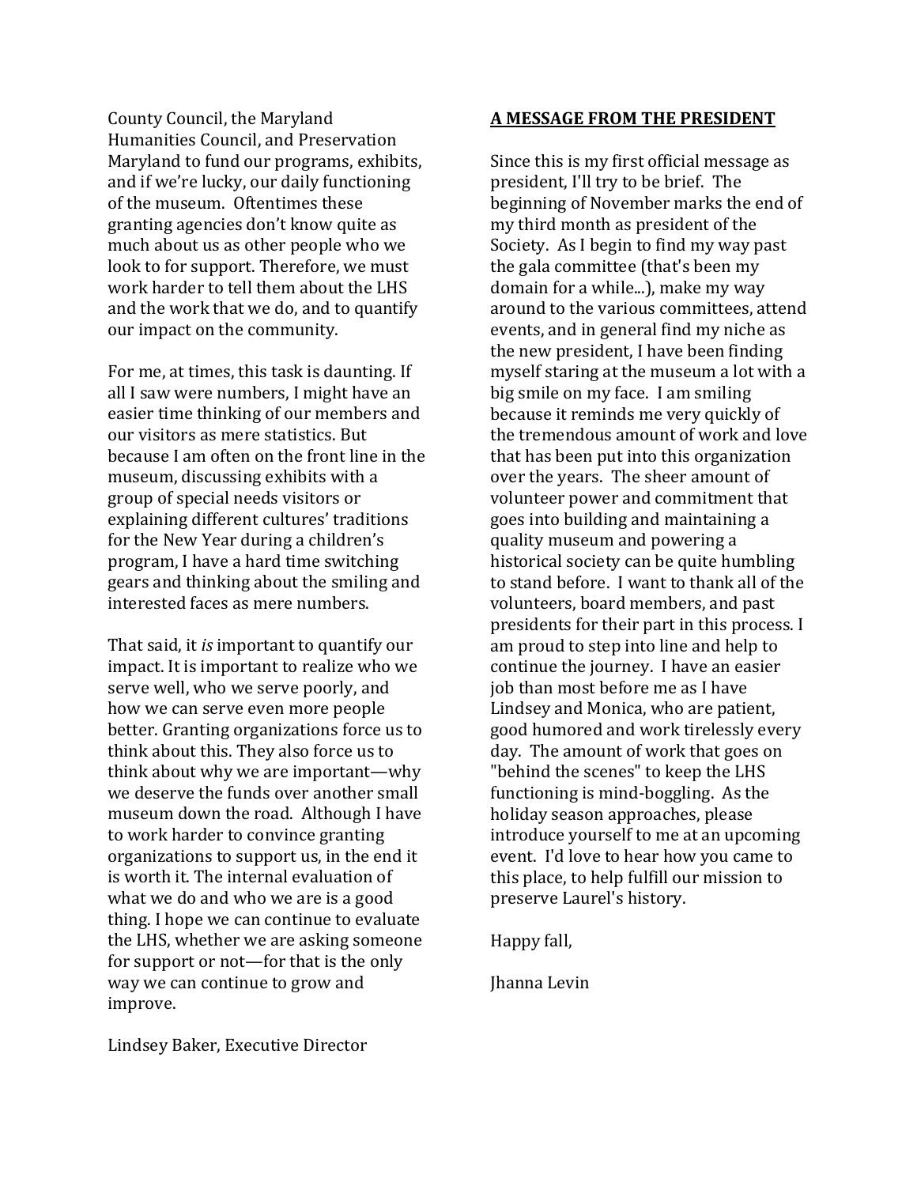County Council, the Maryland Humanities Council, and Preservation Maryland to fund our programs, exhibits, and if we're lucky, our daily functioning of the museum. Oftentimes these granting agencies don't know quite as much about us as other people who we look to for support. Therefore, we must work harder to tell them about the LHS and the work that we do, and to quantify our impact on the community.

For me, at times, this task is daunting. If all I saw were numbers, I might have an easier time thinking of our members and our visitors as mere statistics. But because I am often on the front line in the museum, discussing exhibits with a group of special needs visitors or explaining different cultures' traditions for the New Year during a children's program, I have a hard time switching gears and thinking about the smiling and interested faces as mere numbers.

That said, it *is* important to quantify our impact. It is important to realize who we serve well, who we serve poorly, and how we can serve even more people better. Granting organizations force us to think about this. They also force us to think about why we are important—why we deserve the funds over another small museum down the road. Although I have to work harder to convince granting organizations to support us, in the end it is worth it. The internal evaluation of what we do and who we are is a good thing. I hope we can continue to evaluate the LHS, whether we are asking someone for support or not—for that is the only way we can continue to grow and improve.

Lindsey Baker, Executive Director

## A MESSAGE FROM THE PRESIDENT

Since this is my first official message as president, I'll try to be brief. The beginning of November marks the end of my third month as president of the Society. As I begin to find my way past the gala committee (that's been my domain for a while...), make my way around to the various committees, attend events, and in general find my niche as the new president, I have been finding myself staring at the museum a lot with a big smile on my face. I am smiling because it reminds me very quickly of the tremendous amount of work and love that has been put into this organization over the years. The sheer amount of volunteer power and commitment that goes into building and maintaining a quality museum and powering a historical society can be quite humbling to stand before. I want to thank all of the volunteers, board members, and past presidents for their part in this process. I am proud to step into line and help to continue the journey. I have an easier job than most before me as I have Lindsey and Monica, who are patient, good humored and work tirelessly every day. The amount of work that goes on "behind the scenes" to keep the LHS functioning is mind-boggling. As the holiday season approaches, please introduce yourself to me at an upcoming event. I'd love to hear how you came to this place, to help fulfill our mission to preserve Laurel's history.

Happy fall,

Jhanna Levin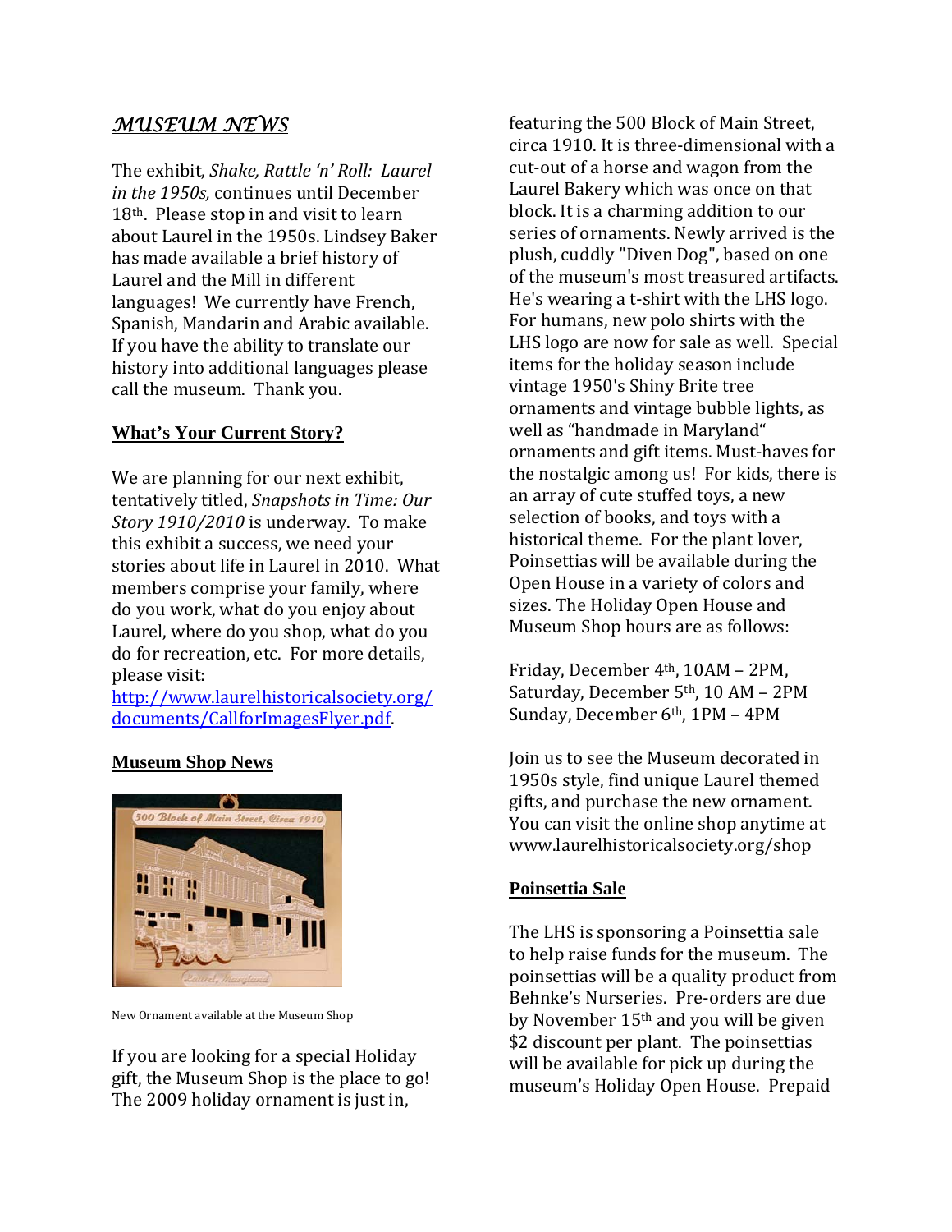## *MUSEUM NEWS*

The exhibit, *Shake, Rattle 'n' Roll: Laurel in the 1950s,* continues until December 18th. Please stop in and visit to learn about Laurel in the 1950s. Lindsey Baker has made available a brief history of Laurel and the Mill in different languages! We currently have French, Spanish, Mandarin and Arabic available. If you have the ability to translate our history into additional languages please call the museum. Thank you.

### What's Your Current Story?

We are planning for our next exhibit, tentatively titled, *Snapshots in Time: Our Story 1910/2010* is underway. To make this exhibit a success, we need your stories about life in Laurel in 2010. What members comprise your family, where do you work, what do you enjoy about Laurel, where do you shop, what do you do for recreation, etc. For more details, please visit: [http://www.laurelhistoricalsociety.org/documents/CallforImagesFlyer.pdf](http://www.laurelhistoricalsociety.org/documents/CallforImagesFlyer.pdf).

### Museum Shop News

New Ornament available at the Museum Shop

If you are looking for a special Holiday gift, the Museum Shop is the place to go! The 2009 holiday ornament is just in, featuring the 500 Block of Main Street, circa 1910. It is three-dimensional with a cut-out of a horse and wagon from the Laurel Bakery which was once on that block. It is a charming addition to our series of ornaments. Newly arrived is the plush, cuddly "Diven Dog", based on one of the museum's most treasured artifacts. He's wearing a t-shirt with the LHS logo. For humans, new polo shirts with the LHS logo are now for sale as well. Special items for the holiday season include vintage 1950's Shiny Brite tree ornaments and vintage bubble lights, as well as "handmade in Maryland" ornaments and gift items. Must-haves for the nostalgic among us! For kids, there is an array of cute stuffed toys, a new selection of books, and toys with a historical theme. For the plant lover, Poinsettias will be available during the Open House in a variety of colors and sizes. The Holiday Open House and Museum Shop hours are as follows:

Friday, December 4th, 10AM – 2PM,
Saturday, December 5th, 10 AM – 2PM
Sunday, December 6th, 1PM – 4PM

Join us to see the Museum decorated in 1950s style, find unique Laurel themed gifts, and purchase the new ornament. You can visit the online shop anytime at www.laurelhistoricalsociety.org/shop

### Poinsettia Sale

The LHS is sponsoring a Poinsettia sale to help raise funds for the museum. The poinsettias will be a quality product from Behnke's Nurseries. Pre-orders are due by November 15th and you will be given $2 discount per plant. The poinsettias will be available for pick up during the museum's Holiday Open House. Prepaid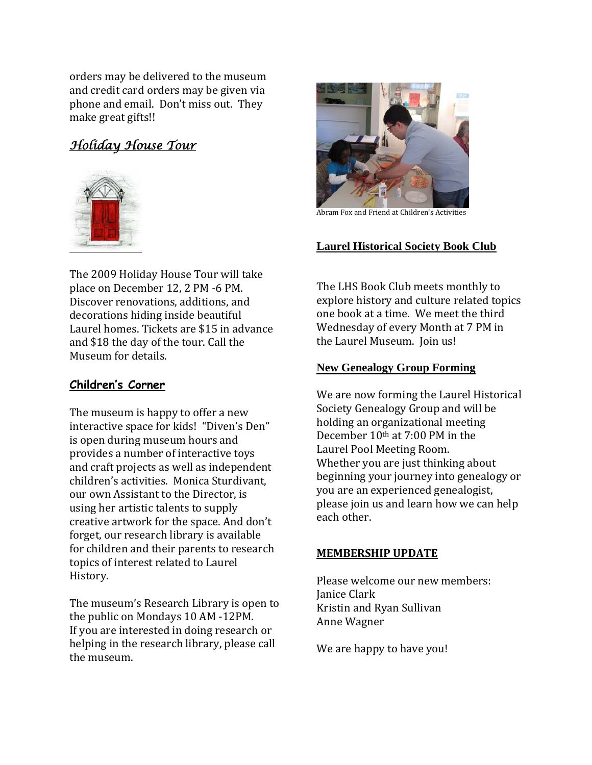orders may be delivered to the museum and credit card orders may be given via phone and email. Don't miss out. They make great gifts!!

## *Holiday House Tour*

The 2009 Holiday House Tour will take place on December 12, 2 PM -6 PM. Discover renovations, additions, and decorations hiding inside beautiful Laurel homes. Tickets are $15 in advance and $18 the day of the tour. Call the Museum for details.

## Children's Corner

The museum is happy to offer a new interactive space for kids! "Diven's Den" is open during museum hours and provides a number of interactive toys and craft projects as well as independent children's activities. Monica Sturdivant, our own Assistant to the Director, is using her artistic talents to supply creative artwork for the space. And don't forget, our research library is available for children and their parents to research topics of interest related to Laurel History.

The museum's Research Library is open to the public on Mondays 10 AM -12PM. If you are interested in doing research or helping in the research library, please call the museum.

Abram Fox and Friend at Children's Activities

## Laurel Historical Society Book Club

The LHS Book Club meets monthly to explore history and culture related topics one book at a time. We meet the third Wednesday of every Month at 7 PM in the Laurel Museum. Join us!

## New Genealogy Group Forming

We are now forming the Laurel Historical Society Genealogy Group and will be holding an organizational meeting December 10th at 7:00 PM in the Laurel Pool Meeting Room. Whether you are just thinking about beginning your journey into genealogy or you are an experienced genealogist, please join us and learn how we can help each other.

## MEMBERSHIP UPDATE

Please welcome our new members:
Janice Clark
Kristin and Ryan Sullivan
Anne Wagner

We are happy to have you!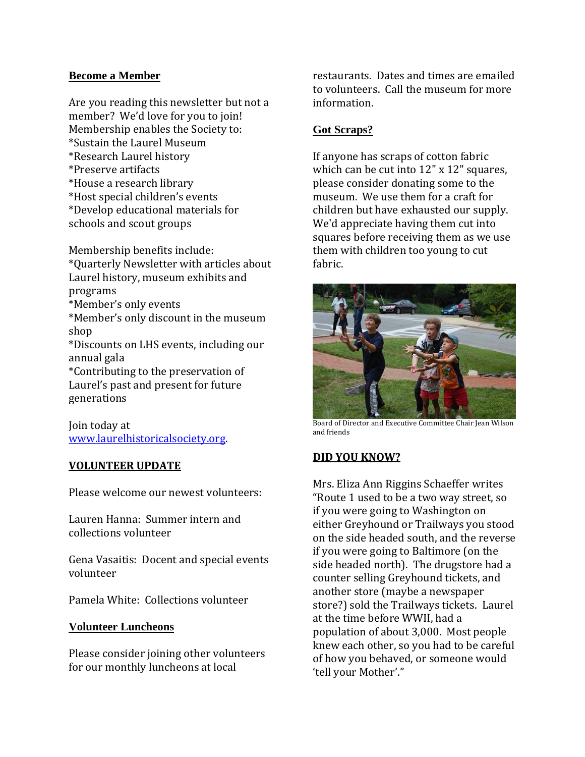## Become a Member

Are you reading this newsletter but not a member? We'd love for you to join! Membership enables the Society to:
*Sustain the Laurel Museum
*Research Laurel history
*Preserve artifacts
*House a research library
*Host special children's events
*Develop educational materials for schools and scout groups

Membership benefits include:
*Quarterly Newsletter with articles about Laurel history, museum exhibits and programs
*Member's only events
*Member's only discount in the museum shop
*Discounts on LHS events, including our annual gala
*Contributing to the preservation of Laurel's past and present for future generations

Join today at [www.laurelhistoricalsociety.org](http://www.laurelhistoricalsociety.org).

## VOLUNTEER UPDATE

Please welcome our newest volunteers:

Lauren Hanna: Summer intern and collections volunteer

Gena Vasaitis: Docent and special events volunteer

Pamela White: Collections volunteer

## Volunteer Luncheons

Please consider joining other volunteers for our monthly luncheons at local restaurants. Dates and times are emailed to volunteers. Call the museum for more information.

## Got Scraps?

If anyone has scraps of cotton fabric which can be cut into 12" x 12" squares, please consider donating some to the museum. We use them for a craft for children but have exhausted our supply. We'd appreciate having them cut into squares before receiving them as we use them with children too young to cut fabric.

Board of Director and Executive Committee Chair Jean Wilson and friends

## DID YOU KNOW?

Mrs. Eliza Ann Riggins Schaeffer writes "Route 1 used to be a two way street, so if you were going to Washington on either Greyhound or Trailways you stood on the side headed south, and the reverse if you were going to Baltimore (on the side headed north). The drugstore had a counter selling Greyhound tickets, and another store (maybe a newspaper store?) sold the Trailways tickets. Laurel at the time before WWII, had a population of about 3,000. Most people knew each other, so you had to be careful of how you behaved, or someone would 'tell your Mother'."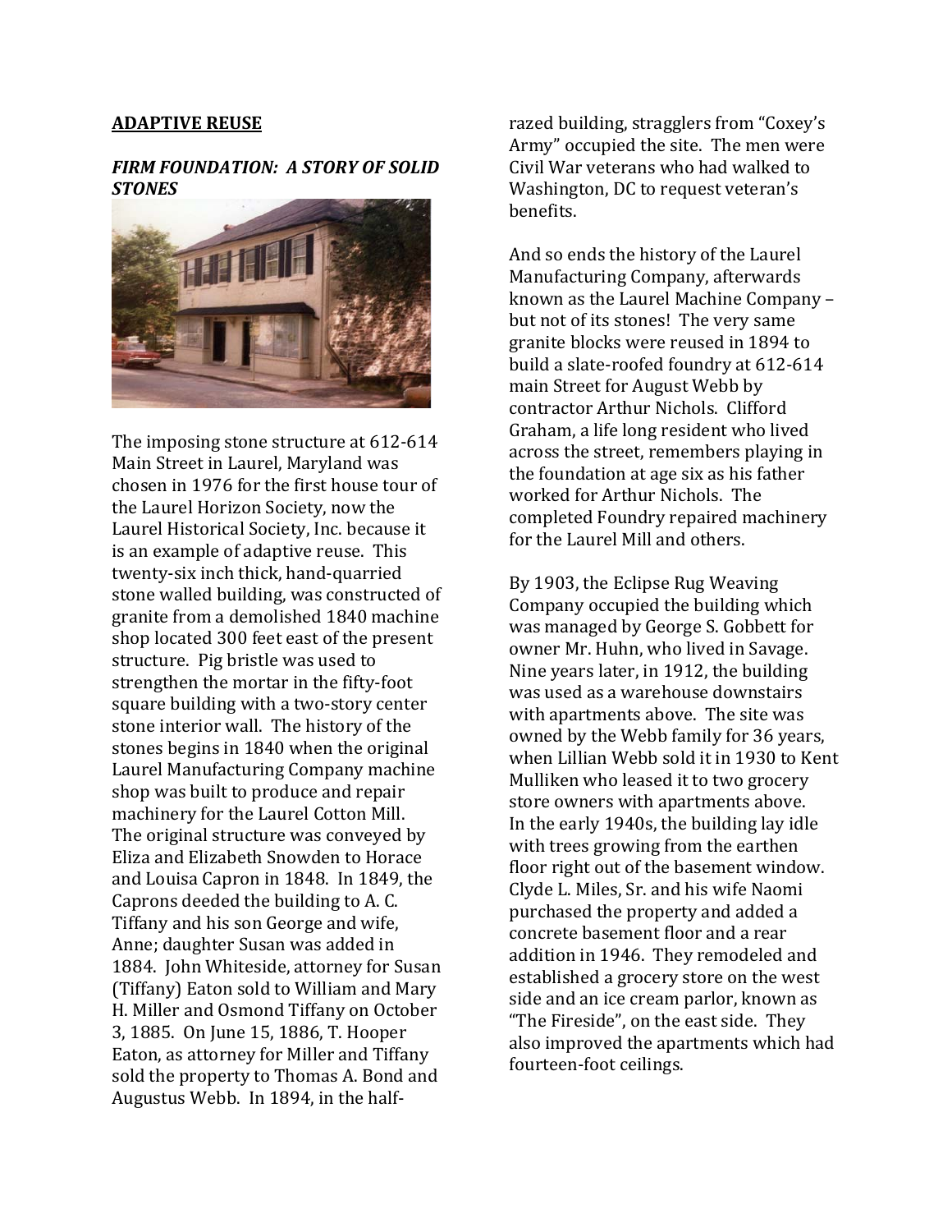**ADAPTIVE REUSE**

***FIRM FOUNDATION: A STORY OF SOLID STONES***

The imposing stone structure at 612-614 Main Street in Laurel, Maryland was chosen in 1976 for the first house tour of the Laurel Horizon Society, now the Laurel Historical Society, Inc. because it is an example of adaptive reuse. This twenty-six inch thick, hand-quarried stone walled building, was constructed of granite from a demolished 1840 machine shop located 300 feet east of the present structure. Pig bristle was used to strengthen the mortar in the fifty-foot square building with a two-story center stone interior wall. The history of the stones begins in 1840 when the original Laurel Manufacturing Company machine shop was built to produce and repair machinery for the Laurel Cotton Mill. The original structure was conveyed by Eliza and Elizabeth Snowden to Horace and Louisa Capron in 1848. In 1849, the Caprons deeded the building to A. C. Tiffany and his son George and wife, Anne; daughter Susan was added in 1884. John Whiteside, attorney for Susan (Tiffany) Eaton sold to William and Mary H. Miller and Osmond Tiffany on October 3, 1885. On June 15, 1886, T. Hooper Eaton, as attorney for Miller and Tiffany sold the property to Thomas A. Bond and Augustus Webb. In 1894, in the half-razed building, stragglers from "Coxey's Army" occupied the site. The men were Civil War veterans who had walked to Washington, DC to request veteran's benefits.

And so ends the history of the Laurel Manufacturing Company, afterwards known as the Laurel Machine Company – but not of its stones! The very same granite blocks were reused in 1894 to build a slate-roofed foundry at 612-614 main Street for August Webb by contractor Arthur Nichols. Clifford Graham, a life long resident who lived across the street, remembers playing in the foundation at age six as his father worked for Arthur Nichols. The completed Foundry repaired machinery for the Laurel Mill and others.

By 1903, the Eclipse Rug Weaving Company occupied the building which was managed by George S. Gobbett for owner Mr. Huhn, who lived in Savage. Nine years later, in 1912, the building was used as a warehouse downstairs with apartments above. The site was owned by the Webb family for 36 years, when Lillian Webb sold it in 1930 to Kent Mulliken who leased it to two grocery store owners with apartments above. In the early 1940s, the building lay idle with trees growing from the earthen floor right out of the basement window. Clyde L. Miles, Sr. and his wife Naomi purchased the property and added a concrete basement floor and a rear addition in 1946. They remodeled and established a grocery store on the west side and an ice cream parlor, known as "The Fireside", on the east side. They also improved the apartments which had fourteen-foot ceilings.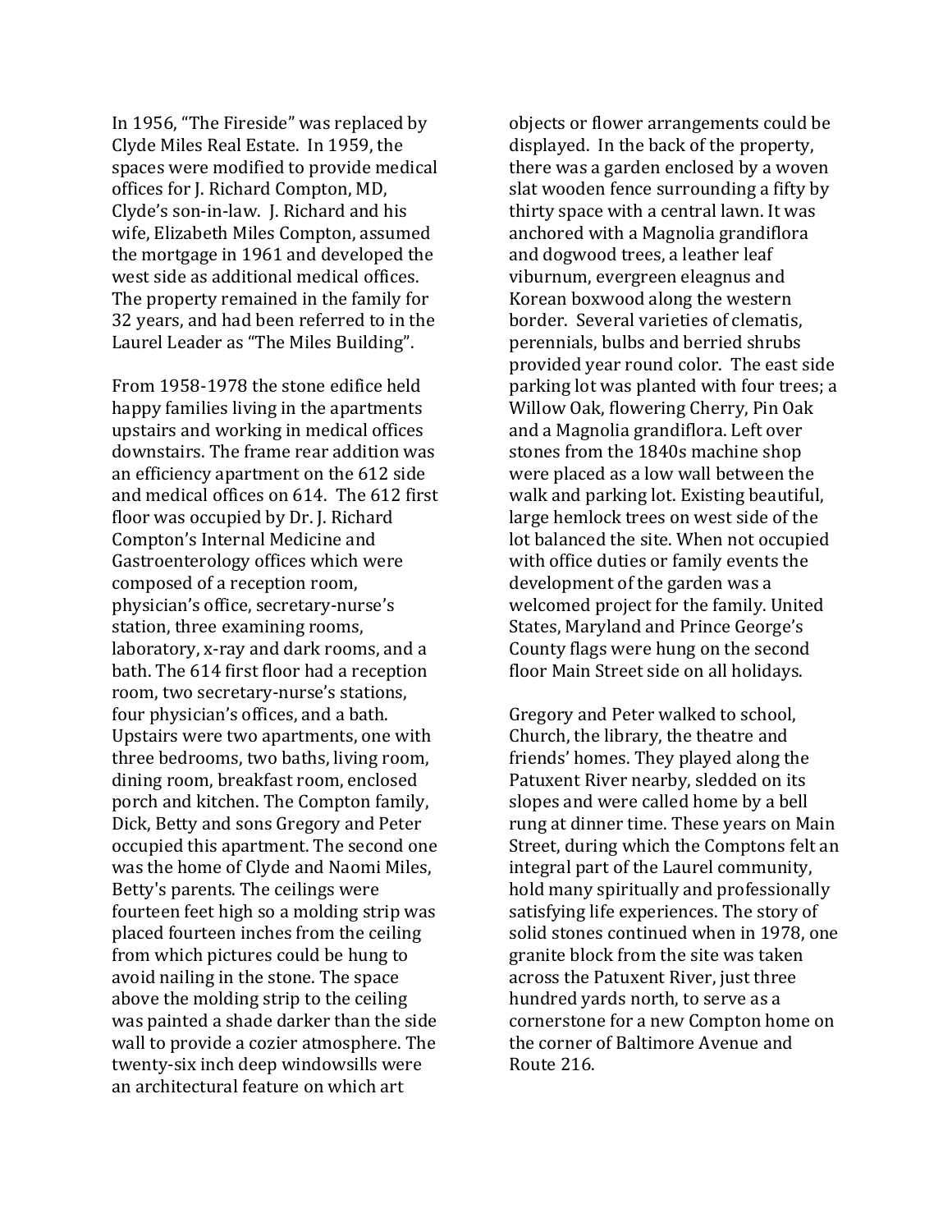In 1956, "The Fireside" was replaced by Clyde Miles Real Estate. In 1959, the spaces were modified to provide medical offices for J. Richard Compton, MD, Clyde's son-in-law. J. Richard and his wife, Elizabeth Miles Compton, assumed the mortgage in 1961 and developed the west side as additional medical offices. The property remained in the family for 32 years, and had been referred to in the Laurel Leader as "The Miles Building".

From 1958-1978 the stone edifice held happy families living in the apartments upstairs and working in medical offices downstairs. The frame rear addition was an efficiency apartment on the 612 side and medical offices on 614. The 612 first floor was occupied by Dr. J. Richard Compton's Internal Medicine and Gastroenterology offices which were composed of a reception room, physician's office, secretary-nurse's station, three examining rooms, laboratory, x-ray and dark rooms, and a bath. The 614 first floor had a reception room, two secretary-nurse's stations, four physician's offices, and a bath. Upstairs were two apartments, one with three bedrooms, two baths, living room, dining room, breakfast room, enclosed porch and kitchen. The Compton family, Dick, Betty and sons Gregory and Peter occupied this apartment. The second one was the home of Clyde and Naomi Miles, Betty's parents. The ceilings were fourteen feet high so a molding strip was placed fourteen inches from the ceiling from which pictures could be hung to avoid nailing in the stone. The space above the molding strip to the ceiling was painted a shade darker than the side wall to provide a cozier atmosphere. The twenty-six inch deep windowsills were an architectural feature on which art objects or flower arrangements could be displayed. In the back of the property, there was a garden enclosed by a woven slat wooden fence surrounding a fifty by thirty space with a central lawn. It was anchored with a Magnolia grandiflora and dogwood trees, a leather leaf viburnum, evergreen eleagnus and Korean boxwood along the western border. Several varieties of clematis, perennials, bulbs and berried shrubs provided year round color. The east side parking lot was planted with four trees; a Willow Oak, flowering Cherry, Pin Oak and a Magnolia grandiflora. Left over stones from the 1840s machine shop were placed as a low wall between the walk and parking lot. Existing beautiful, large hemlock trees on west side of the lot balanced the site. When not occupied with office duties or family events the development of the garden was a welcomed project for the family. United States, Maryland and Prince George's County flags were hung on the second floor Main Street side on all holidays.

Gregory and Peter walked to school, Church, the library, the theatre and friends' homes. They played along the Patuxent River nearby, sledded on its slopes and were called home by a bell rung at dinner time. These years on Main Street, during which the Comptons felt an integral part of the Laurel community, hold many spiritually and professionally satisfying life experiences. The story of solid stones continued when in 1978, one granite block from the site was taken across the Patuxent River, just three hundred yards north, to serve as a cornerstone for a new Compton home on the corner of Baltimore Avenue and Route 216.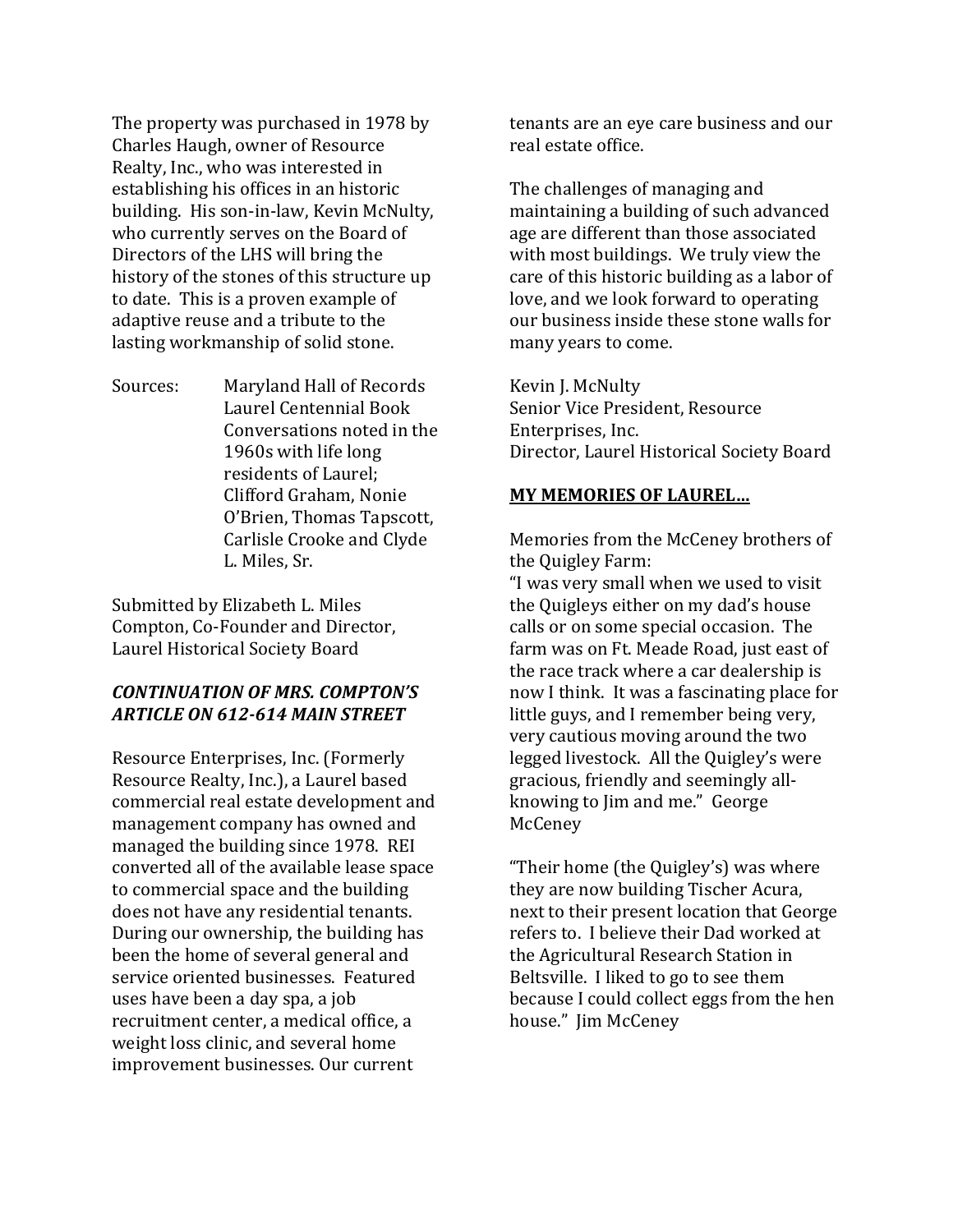The property was purchased in 1978 by Charles Haugh, owner of Resource Realty, Inc., who was interested in establishing his offices in an historic building. His son-in-law, Kevin McNulty, who currently serves on the Board of Directors of the LHS will bring the history of the stones of this structure up to date. This is a proven example of adaptive reuse and a tribute to the lasting workmanship of solid stone.

Sources: Maryland Hall of Records
Laurel Centennial Book
Conversations noted in the 1960s with life long residents of Laurel; Clifford Graham, Nonie O'Brien, Thomas Tapscott, Carlisle Crooke and Clyde L. Miles, Sr.

Submitted by Elizabeth L. Miles Compton, Co-Founder and Director, Laurel Historical Society Board

***CONTINUATION OF MRS. COMPTON'S ARTICLE ON 612-614 MAIN STREET***

Resource Enterprises, Inc. (Formerly Resource Realty, Inc.), a Laurel based commercial real estate development and management company has owned and managed the building since 1978. REI converted all of the available lease space to commercial space and the building does not have any residential tenants. During our ownership, the building has been the home of several general and service oriented businesses. Featured uses have been a day spa, a job recruitment center, a medical office, a weight loss clinic, and several home improvement businesses. Our current tenants are an eye care business and our real estate office.

The challenges of managing and maintaining a building of such advanced age are different than those associated with most buildings. We truly view the care of this historic building as a labor of love, and we look forward to operating our business inside these stone walls for many years to come.

Kevin J. McNulty
Senior Vice President, Resource Enterprises, Inc.
Director, Laurel Historical Society Board

**MY MEMORIES OF LAUREL…**

Memories from the McCeney brothers of the Quigley Farm:
"I was very small when we used to visit the Quigleys either on my dad's house calls or on some special occasion. The farm was on Ft. Meade Road, just east of the race track where a car dealership is now I think. It was a fascinating place for little guys, and I remember being very, very cautious moving around the two legged livestock. All the Quigley's were gracious, friendly and seemingly all-knowing to Jim and me." George McCeney

"Their home (the Quigley's) was where they are now building Tischer Acura, next to their present location that George refers to. I believe their Dad worked at the Agricultural Research Station in Beltsville. I liked to go to see them because I could collect eggs from the hen house." Jim McCeney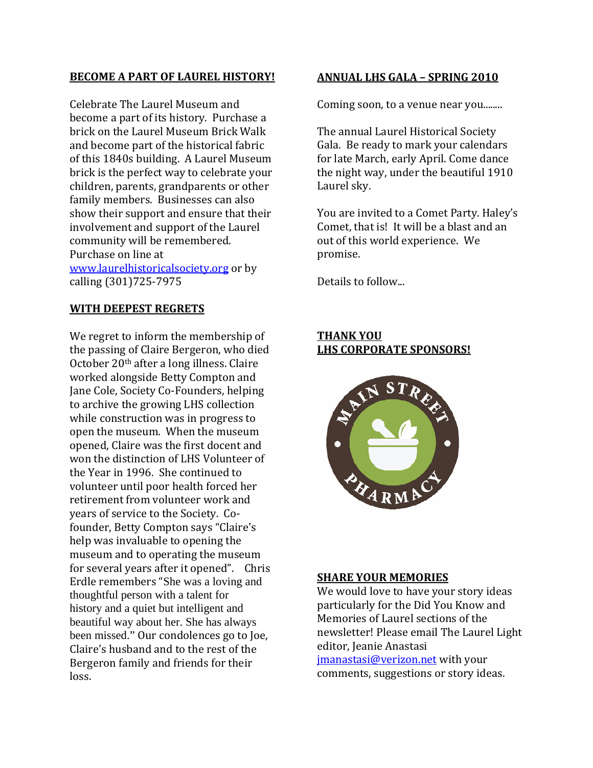## BECOME A PART OF LAUREL HISTORY!

Celebrate The Laurel Museum and become a part of its history. Purchase a brick on the Laurel Museum Brick Walk and become part of the historical fabric of this 1840s building. A Laurel Museum brick is the perfect way to celebrate your children, parents, grandparents or other family members. Businesses can also show their support and ensure that their involvement and support of the Laurel community will be remembered. Purchase on line at www.laurelhistoricalsociety.org or by calling (301)725-7975

## WITH DEEPEST REGRETS

We regret to inform the membership of the passing of Claire Bergeron, who died October 20th after a long illness. Claire worked alongside Betty Compton and Jane Cole, Society Co-Founders, helping to archive the growing LHS collection while construction was in progress to open the museum. When the museum opened, Claire was the first docent and won the distinction of LHS Volunteer of the Year in 1996. She continued to volunteer until poor health forced her retirement from volunteer work and years of service to the Society. Co-founder, Betty Compton says "Claire's help was invaluable to opening the museum and to operating the museum for several years after it opened". Chris Erdle remembers "She was a loving and thoughtful person with a talent for history and a quiet but intelligent and beautiful way about her. She has always been missed." Our condolences go to Joe, Claire's husband and to the rest of the Bergeron family and friends for their loss.

## ANNUAL LHS GALA – SPRING 2010

Coming soon, to a venue near you........

The annual Laurel Historical Society Gala. Be ready to mark your calendars for late March, early April. Come dance the night way, under the beautiful 1910 Laurel sky.

You are invited to a Comet Party. Haley's Comet, that is! It will be a blast and an out of this world experience. We promise.

Details to follow...

## THANK YOU
## LHS CORPORATE SPONSORS!

MAIN STREET PHARMACY

## SHARE YOUR MEMORIES

We would love to have your story ideas particularly for the Did You Know and Memories of Laurel sections of the newsletter! Please email The Laurel Light editor, Jeanie Anastasi jmanastasi@verizon.net with your comments, suggestions or story ideas.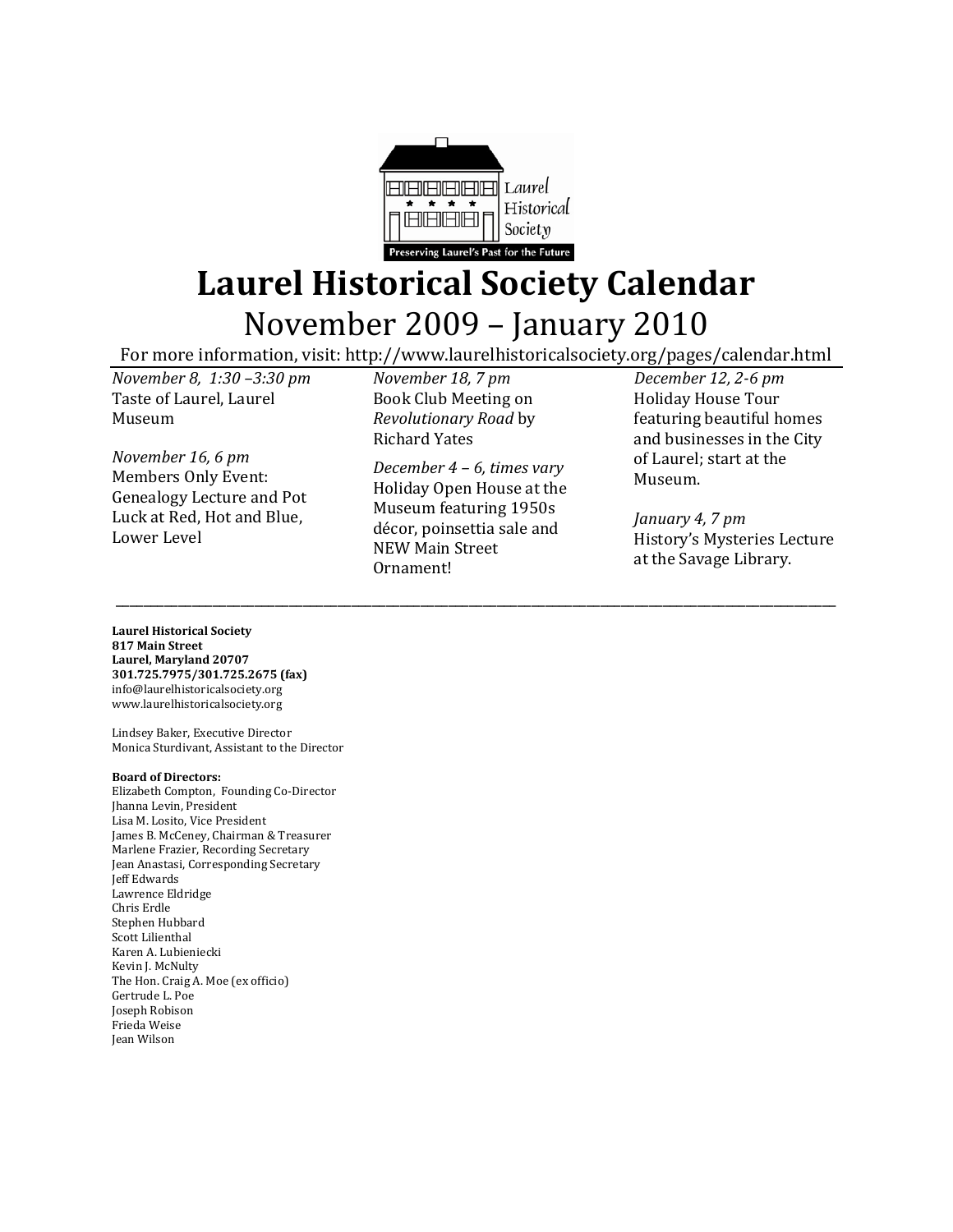Laurel Historical Society

Preserving Laurel's Past for the Future

# Laurel Historical Society Calendar

## November 2009 – January 2010

For more information, visit: http://www.laurelhistoricalsociety.org/pages/calendar.html

*November 8, 1:30 –3:30 pm*
Taste of Laurel, Laurel Museum

*November 16, 6 pm*
Members Only Event: Genealogy Lecture and Pot Luck at Red, Hot and Blue, Lower Level

*November 18, 7 pm*
Book Club Meeting on *Revolutionary Road* by Richard Yates

*December 4 – 6, times vary*
Holiday Open House at the Museum featuring 1950s décor, poinsettia sale and NEW Main Street Ornament!

*December 12, 2-6 pm*
Holiday House Tour featuring beautiful homes and businesses in the City of Laurel; start at the Museum.

*January 4, 7 pm*
History's Mysteries Lecture at the Savage Library.

---

**Laurel Historical Society**
**817 Main Street**
**Laurel, Maryland 20707**
**301.725.7975/301.725.2675 (fax)**
info@laurelhistoricalsociety.org
www.laurelhistoricalsociety.org

Lindsey Baker, Executive Director
Monica Sturdivant, Assistant to the Director

**Board of Directors:**
Elizabeth Compton, Founding Co-Director
Jhanna Levin, President
Lisa M. Losito, Vice President
James B. McCeney, Chairman & Treasurer
Marlene Frazier, Recording Secretary
Jean Anastasi, Corresponding Secretary
Jeff Edwards
Lawrence Eldridge
Chris Erdle
Stephen Hubbard
Scott Lilienthal
Karen A. Lubieniecki
Kevin J. McNulty
The Hon. Craig A. Moe (ex officio)
Gertrude L. Poe
Joseph Robison
Frieda Weise
Jean Wilson